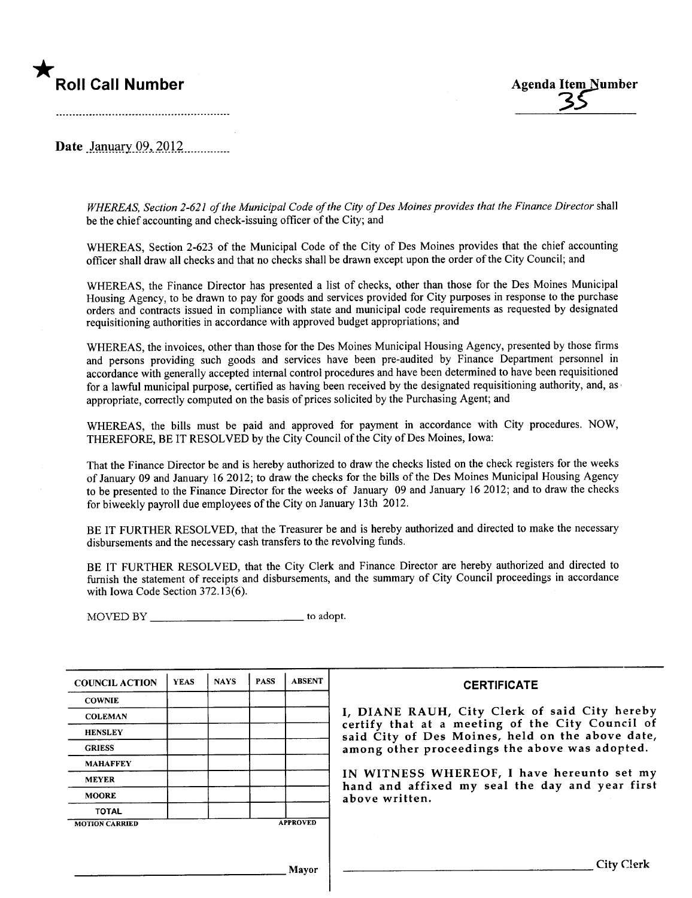★ **Roll Call Number**

..........................................................

**Agenda Item Number**

35

**Date** January 09, 2012

*WHEREAS, Section 2-621 of the Municipal Code of the City of Des Moines provides that the Finance Director* shall be the chief accounting and check-issuing officer of the City; and

WHEREAS, Section 2-623 of the Municipal Code of the City of Des Moines provides that the chief accounting officer shall draw all checks and that no checks shall be drawn except upon the order of the City Council; and

WHEREAS, the Finance Director has presented a list of checks, other than those for the Des Moines Municipal Housing Agency, to be drawn to pay for goods and services provided for City purposes in response to the purchase orders and contracts issued in compliance with state and municipal code requirements as requested by designated requisitioning authorities in accordance with approved budget appropriations; and

WHEREAS, the invoices, other than those for the Des Moines Municipal Housing Agency, presented by those firms and persons providing such goods and services have been pre-audited by Finance Department personnel in accordance with generally accepted internal control procedures and have been determined to have been requisitioned for a lawful municipal purpose, certified as having been received by the designated requisitioning authority, and, as appropriate, correctly computed on the basis of prices solicited by the Purchasing Agent; and

WHEREAS, the bills must be paid and approved for payment in accordance with City procedures. NOW, THEREFORE, BE IT RESOLVED by the City Council of the City of Des Moines, Iowa:

That the Finance Director be and is hereby authorized to draw the checks listed on the check registers for the weeks of January 09 and January 16 2012; to draw the checks for the bills of the Des Moines Municipal Housing Agency to be presented to the Finance Director for the weeks of January 09 and January 16 2012; and to draw the checks for biweekly payroll due employees of the City on January 13th 2012.

BE IT FURTHER RESOLVED, that the Treasurer be and is hereby authorized and directed to make the necessary disbursements and the necessary cash transfers to the revolving funds.

BE IT FURTHER RESOLVED, that the City Clerk and Finance Director are hereby authorized and directed to furnish the statement of receipts and disbursements, and the summary of City Council proceedings in accordance with Iowa Code Section 372.13(6).

MOVED BY ________________________ to adopt.

| COUNCIL ACTION | YEAS | NAYS | PASS | ABSENT |
|---|---|---|---|---|
| COWNIE | | | | |
| COLEMAN | | | | |
| HENSLEY | | | | |
| GRIESS | | | | |
| MAHAFFEY | | | | |
| MEYER | | | | |
| MOORE | | | | |
| TOTAL | | | | |
| MOTION CARRIED | | | | APPROVED |

________________________ Mayor

**CERTIFICATE**

I, DIANE RAUH, City Clerk of said City hereby certify that at a meeting of the City Council of said City of Des Moines, held on the above date, among other proceedings the above was adopted.

IN WITNESS WHEREOF, I have hereunto set my hand and affixed my seal the day and year first above written.

________________________ City Clerk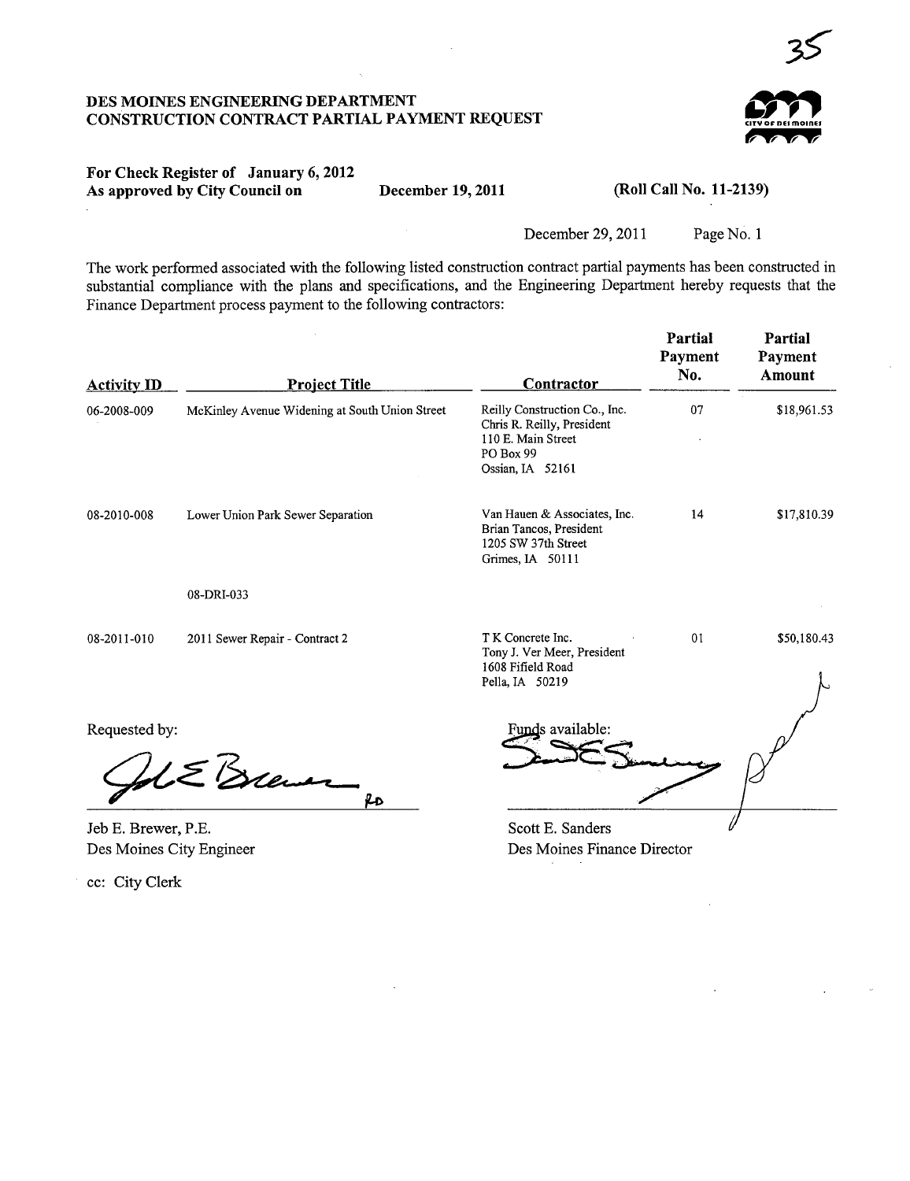# DES MOINES ENGINEERING DEPARTMENT
# CONSTRUCTION CONTRACT PARTIAL PAYMENT REQUEST

**For Check Register of January 6, 2012**
**As approved by City Council on December 19, 2011 (Roll Call No. 11-2139)**

December 29, 2011 Page No. 1

The work performed associated with the following listed construction contract partial payments has been constructed in substantial compliance with the plans and specifications, and the Engineering Department hereby requests that the Finance Department process payment to the following contractors:

| Activity ID | Project Title | Contractor | Partial Payment No. | Partial Payment Amount |
|---|---|---|---|---|
| 06-2008-009 | McKinley Avenue Widening at South Union Street | Reilly Construction Co., Inc.<br>Chris R. Reilly, President<br>110 E. Main Street<br>PO Box 99<br>Ossian, IA 52161 | 07 | $18,961.53 |
| 08-2010-008 | Lower Union Park Sewer Separation | Van Hauen & Associates, Inc.<br>Brian Tancos, President<br>1205 SW 37th Street<br>Grimes, IA 50111 | 14 | $17,810.39 |
| | 08-DRI-033 | | | |
| 08-2011-010 | 2011 Sewer Repair - Contract 2 | T K Concrete Inc.<br>Tony J. Ver Meer, President<br>1608 Fifield Road<br>Pella, IA 50219 | 01 | $50,180.43 |

Requested by:

Jeb E. Brewer, P.E.
Des Moines City Engineer

Funds available:

Scott E. Sanders
Des Moines Finance Director

cc: City Clerk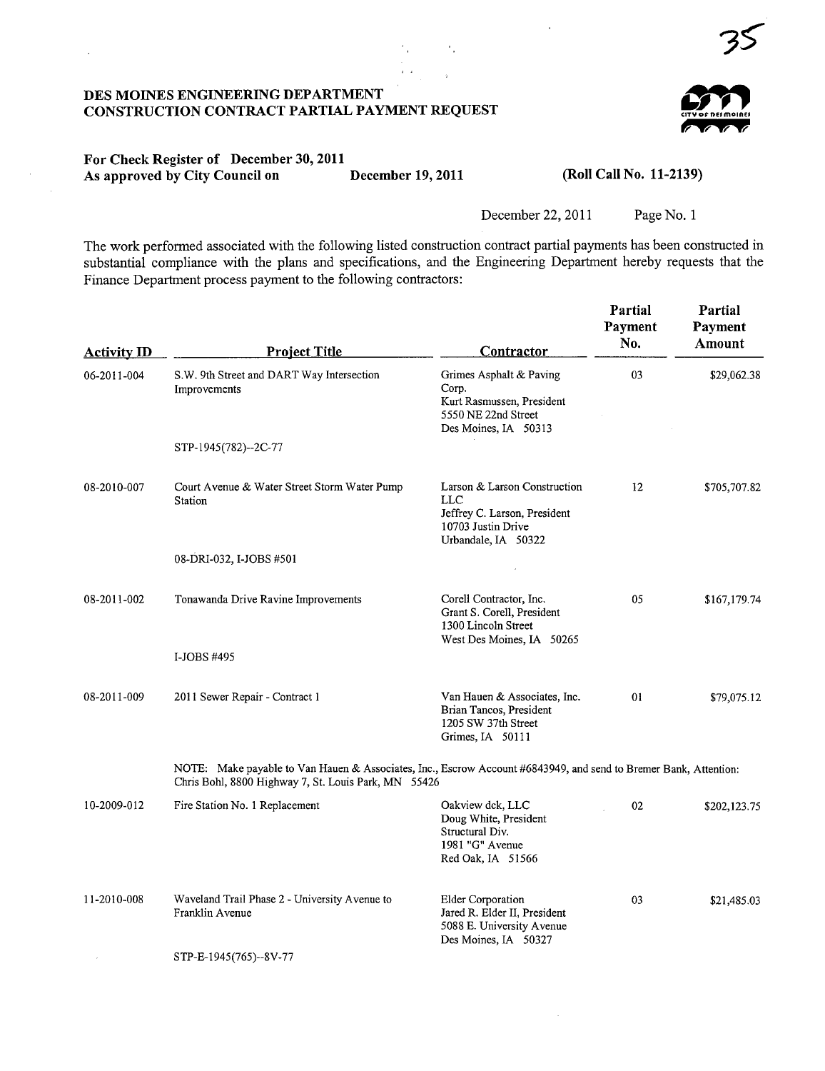35

**DES MOINES ENGINEERING DEPARTMENT**
**CONSTRUCTION CONTRACT PARTIAL PAYMENT REQUEST**

**For Check Register of December 30, 2011**
**As approved by City Council on December 19, 2011 (Roll Call No. 11-2139)**

December 22, 2011 Page No. 1

The work performed associated with the following listed construction contract partial payments has been constructed in substantial compliance with the plans and specifications, and the Engineering Department hereby requests that the Finance Department process payment to the following contractors:

| Activity ID | Project Title | Contractor | Partial Payment No. | Partial Payment Amount |
|---|---|---|---|---|
| 06-2011-004 | S.W. 9th Street and DART Way Intersection Improvements<br><br>STP-1945(782)--2C-77 | Grimes Asphalt & Paving Corp.<br>Kurt Rasmussen, President<br>5550 NE 22nd Street<br>Des Moines, IA 50313 | 03 | $29,062.38 |
| 08-2010-007 | Court Avenue & Water Street Storm Water Pump Station<br><br>08-DRI-032, I-JOBS #501 | Larson & Larson Construction LLC<br>Jeffrey C. Larson, President<br>10703 Justin Drive<br>Urbandale, IA 50322 | 12 | $705,707.82 |
| 08-2011-002 | Tonawanda Drive Ravine Improvements<br><br>I-JOBS #495 | Corell Contractor, Inc.<br>Grant S. Corell, President<br>1300 Lincoln Street<br>West Des Moines, IA 50265 | 05 | $167,179.74 |
| 08-2011-009 | 2011 Sewer Repair - Contract 1 | Van Hauen & Associates, Inc.<br>Brian Tancos, President<br>1205 SW 37th Street<br>Grimes, IA 50111 | 01 | $79,075.12 |
| | NOTE: Make payable to Van Hauen & Associates, Inc., Escrow Account #6843949, and send to Bremer Bank, Attention: Chris Bohl, 8800 Highway 7, St. Louis Park, MN 55426 | | | |
| 10-2009-012 | Fire Station No. 1 Replacement | Oakview dck, LLC<br>Doug White, President<br>Structural Div.<br>1981 "G" Avenue<br>Red Oak, IA 51566 | 02 | $202,123.75 |
| 11-2010-008 | Waveland Trail Phase 2 - University Avenue to Franklin Avenue<br><br>STP-E-1945(765)--8V-77 | Elder Corporation<br>Jared R. Elder II, President<br>5088 E. University Avenue<br>Des Moines, IA 50327 | 03 | $21,485.03 |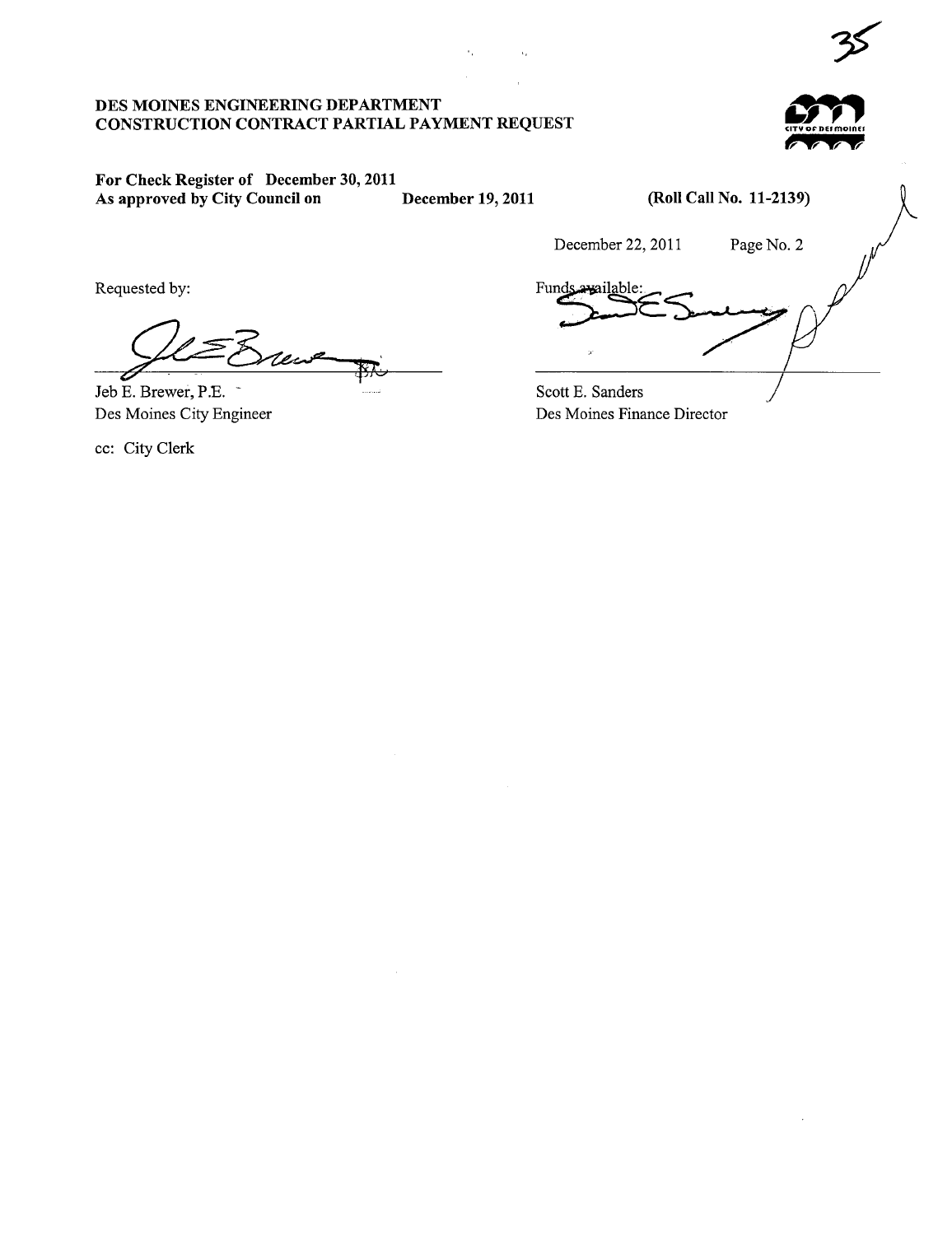**DES MOINES ENGINEERING DEPARTMENT**
**CONSTRUCTION CONTRACT PARTIAL PAYMENT REQUEST**

**For Check Register of December 30, 2011**
**As approved by City Council on December 19, 2011 (Roll Call No. 11-2139)**

December 22, 2011 Page No. 2

Requested by:

Jeb E. Brewer, P.E.
Des Moines City Engineer

Funds available:

Scott E. Sanders
Des Moines Finance Director

cc: City Clerk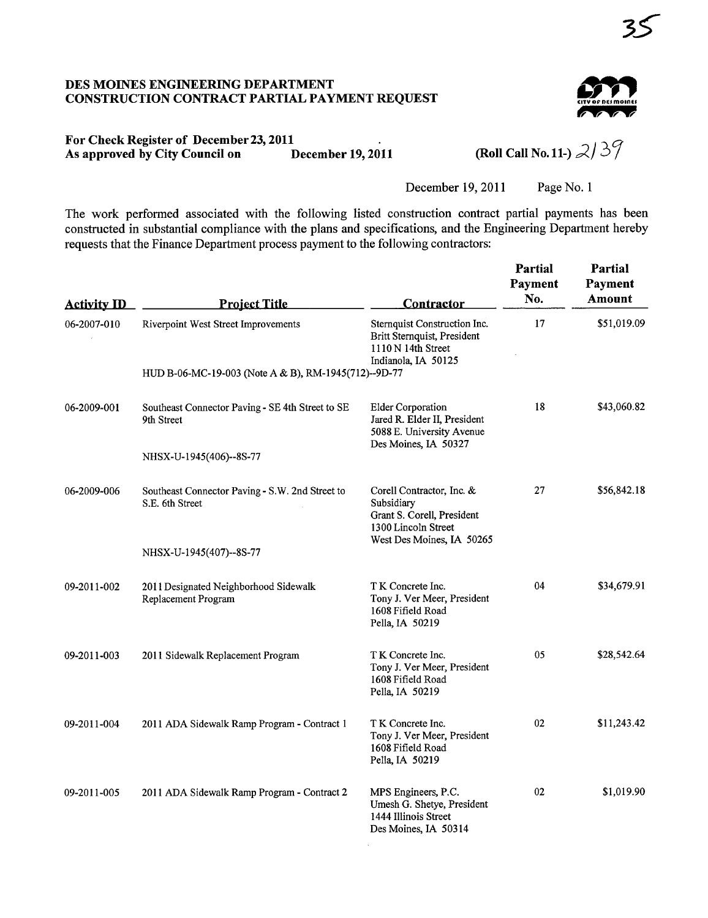35

**DES MOINES ENGINEERING DEPARTMENT**
**CONSTRUCTION CONTRACT PARTIAL PAYMENT REQUEST**

**For Check Register of December 23, 2011**
**As approved by City Council on December 19, 2011**

**(Roll Call No. 11-)** 2139

December 19, 2011 Page No. 1

The work performed associated with the following listed construction contract partial payments has been constructed in substantial compliance with the plans and specifications, and the Engineering Department hereby requests that the Finance Department process payment to the following contractors:

| Activity ID | Project Title | Contractor | Partial Payment No. | Partial Payment Amount |
|---|---|---|---|---|
| 06-2007-010 | Riverpoint West Street Improvements<br>HUD B-06-MC-19-003 (Note A & B), RM-1945(712)--9D-77 | Sternquist Construction Inc.<br>Britt Sternquist, President<br>1110 N 14th Street<br>Indianola, IA 50125 | 17 | $51,019.09 |
| 06-2009-001 | Southeast Connector Paving - SE 4th Street to SE 9th Street<br>NHSX-U-1945(406)--8S-77 | Elder Corporation<br>Jared R. Elder II, President<br>5088 E. University Avenue<br>Des Moines, IA 50327 | 18 | $43,060.82 |
| 06-2009-006 | Southeast Connector Paving - S.W. 2nd Street to S.E. 6th Street<br>NHSX-U-1945(407)--8S-77 | Corell Contractor, Inc. & Subsidiary<br>Grant S. Corell, President<br>1300 Lincoln Street<br>West Des Moines, IA 50265 | 27 | $56,842.18 |
| 09-2011-002 | 2011 Designated Neighborhood Sidewalk Replacement Program | T K Concrete Inc.<br>Tony J. Ver Meer, President<br>1608 Fifield Road<br>Pella, IA 50219 | 04 | $34,679.91 |
| 09-2011-003 | 2011 Sidewalk Replacement Program | T K Concrete Inc.<br>Tony J. Ver Meer, President<br>1608 Fifield Road<br>Pella, IA 50219 | 05 | $28,542.64 |
| 09-2011-004 | 2011 ADA Sidewalk Ramp Program - Contract 1 | T K Concrete Inc.<br>Tony J. Ver Meer, President<br>1608 Fifield Road<br>Pella, IA 50219 | 02 | $11,243.42 |
| 09-2011-005 | 2011 ADA Sidewalk Ramp Program - Contract 2 | MPS Engineers, P.C.<br>Umesh G. Shetye, President<br>1444 Illinois Street<br>Des Moines, IA 50314 | 02 | $1,019.90 |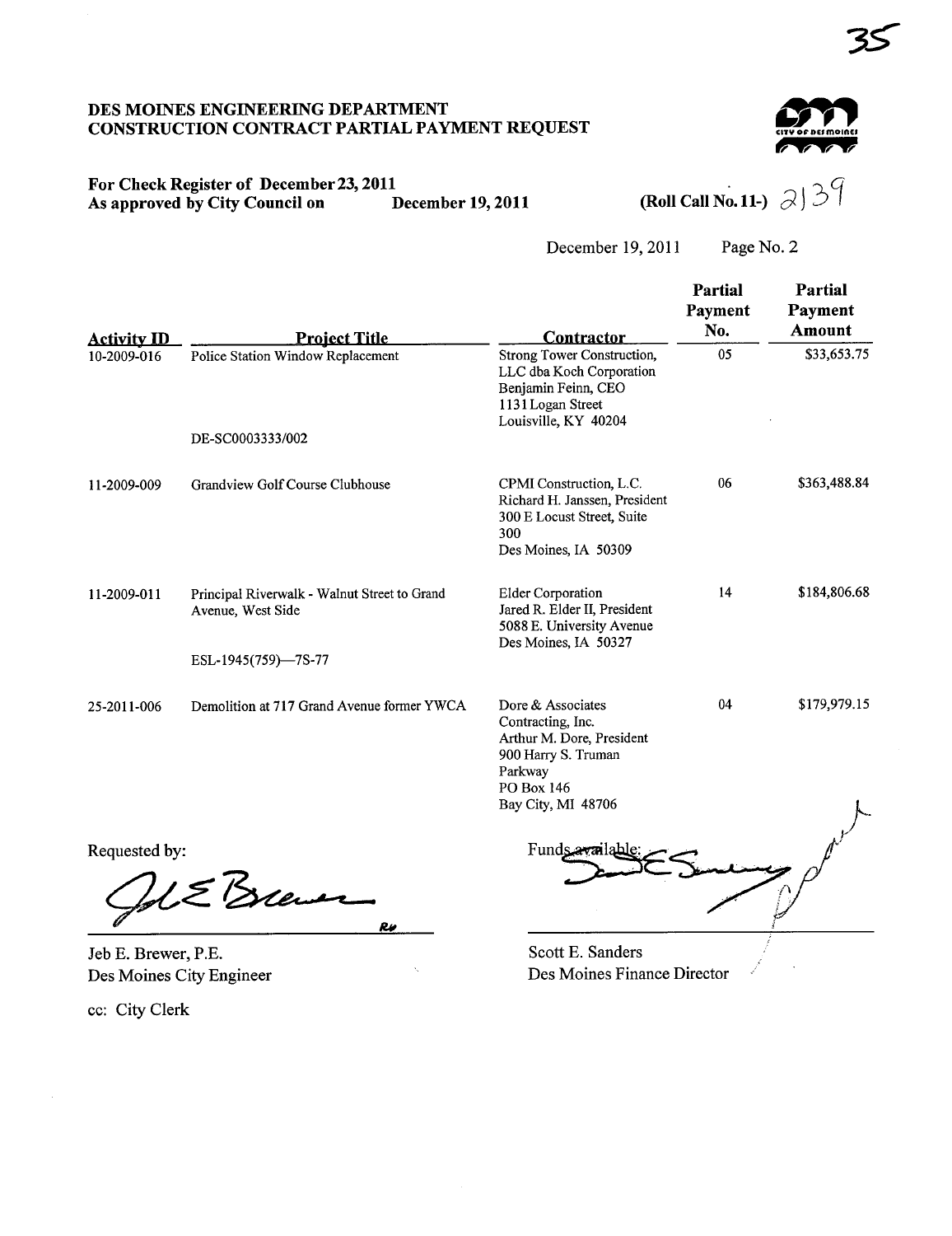35

# DES MOINES ENGINEERING DEPARTMENT
# CONSTRUCTION CONTRACT PARTIAL PAYMENT REQUEST

**For Check Register of December 23, 2011**
**As approved by City Council on December 19, 2011**

**(Roll Call No. 11-)** 2139

December 19, 2011 Page No. 2

| Activity ID | Project Title | Contractor | Partial Payment No. | Partial Payment Amount |
|---|---|---|---|---|
| 10-2009-016 | Police Station Window Replacement<br><br>DE-SC0003333/002 | Strong Tower Construction, LLC dba Koch Corporation<br>Benjamin Feinn, CEO<br>1131 Logan Street<br>Louisville, KY 40204 | 05 | \$33,653.75 |
| 11-2009-009 | Grandview Golf Course Clubhouse | CPMI Construction, L.C.<br>Richard H. Janssen, President<br>300 E Locust Street, Suite 300<br>Des Moines, IA 50309 | 06 | \$363,488.84 |
| 11-2009-011 | Principal Riverwalk - Walnut Street to Grand Avenue, West Side<br><br>ESL-1945(759)—7S-77 | Elder Corporation<br>Jared R. Elder II, President<br>5088 E. University Avenue<br>Des Moines, IA 50327 | 14 | \$184,806.68 |
| 25-2011-006 | Demolition at 717 Grand Avenue former YWCA | Dore & Associates Contracting, Inc.<br>Arthur M. Dore, President<br>900 Harry S. Truman Parkway<br>PO Box 146<br>Bay City, MI 48706 | 04 | \$179,979.15 |

Requested by:

Jeb E. Brewer, P.E.
Des Moines City Engineer

Funds available:

Scott E. Sanders
Des Moines Finance Director

cc: City Clerk